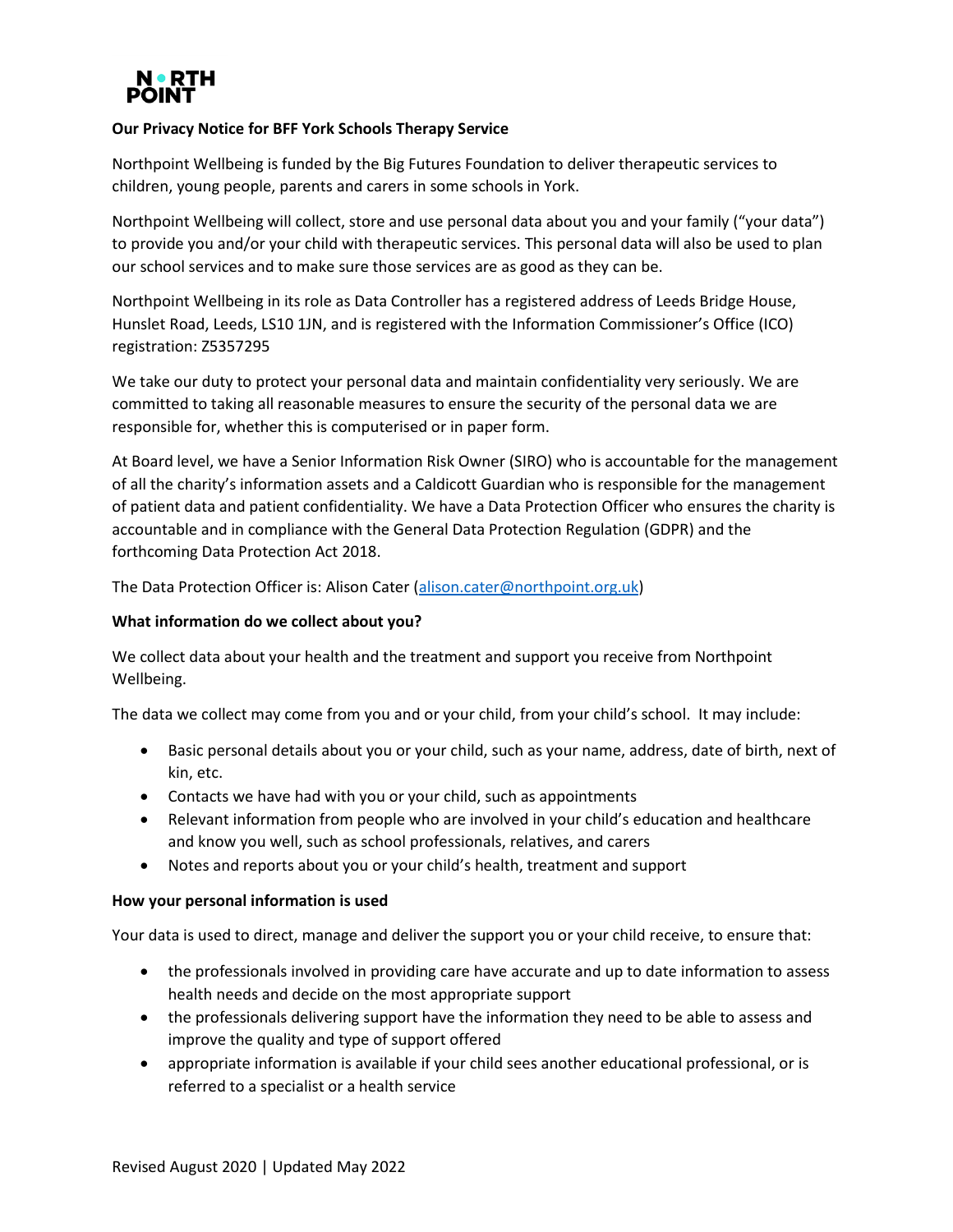NORTH POINT

**Our Privacy Notice for BFF York Schools Therapy Service**

Northpoint Wellbeing is funded by the Big Futures Foundation to deliver therapeutic services to children, young people, parents and carers in some schools in York.

Northpoint Wellbeing will collect, store and use personal data about you and your family ("your data") to provide you and/or your child with therapeutic services. This personal data will also be used to plan our school services and to make sure those services are as good as they can be.

Northpoint Wellbeing in its role as Data Controller has a registered address of Leeds Bridge House, Hunslet Road, Leeds, LS10 1JN, and is registered with the Information Commissioner's Office (ICO) registration: Z5357295

We take our duty to protect your personal data and maintain confidentiality very seriously. We are committed to taking all reasonable measures to ensure the security of the personal data we are responsible for, whether this is computerised or in paper form.

At Board level, we have a Senior Information Risk Owner (SIRO) who is accountable for the management of all the charity's information assets and a Caldicott Guardian who is responsible for the management of patient data and patient confidentiality. We have a Data Protection Officer who ensures the charity is accountable and in compliance with the General Data Protection Regulation (GDPR) and the forthcoming Data Protection Act 2018.

The Data Protection Officer is: Alison Cater (alison.cater@northpoint.org.uk)

**What information do we collect about you?**

We collect data about your health and the treatment and support you receive from Northpoint Wellbeing.

The data we collect may come from you and or your child, from your child's school. It may include:

- Basic personal details about you or your child, such as your name, address, date of birth, next of kin, etc.
- Contacts we have had with you or your child, such as appointments
- Relevant information from people who are involved in your child's education and healthcare and know you well, such as school professionals, relatives, and carers
- Notes and reports about you or your child's health, treatment and support

**How your personal information is used**

Your data is used to direct, manage and deliver the support you or your child receive, to ensure that:

- the professionals involved in providing care have accurate and up to date information to assess health needs and decide on the most appropriate support
- the professionals delivering support have the information they need to be able to assess and improve the quality and type of support offered
- appropriate information is available if your child sees another educational professional, or is referred to a specialist or a health service

Revised August 2020 | Updated May 2022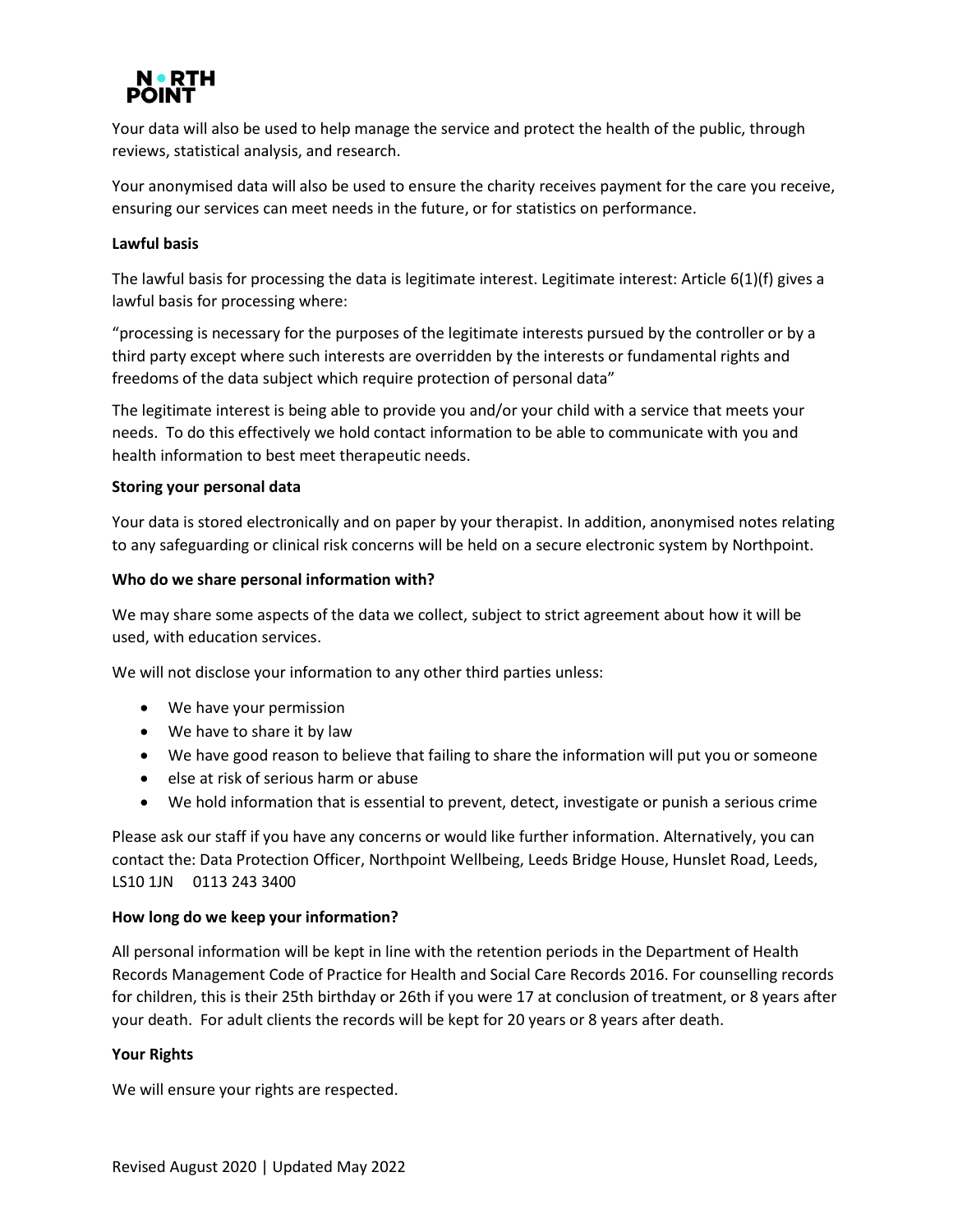Your data will also be used to help manage the service and protect the health of the public, through reviews, statistical analysis, and research.

Your anonymised data will also be used to ensure the charity receives payment for the care you receive, ensuring our services can meet needs in the future, or for statistics on performance.

**Lawful basis**

The lawful basis for processing the data is legitimate interest. Legitimate interest: Article 6(1)(f) gives a lawful basis for processing where:

"processing is necessary for the purposes of the legitimate interests pursued by the controller or by a third party except where such interests are overridden by the interests or fundamental rights and freedoms of the data subject which require protection of personal data"

The legitimate interest is being able to provide you and/or your child with a service that meets your needs. To do this effectively we hold contact information to be able to communicate with you and health information to best meet therapeutic needs.

**Storing your personal data**

Your data is stored electronically and on paper by your therapist. In addition, anonymised notes relating to any safeguarding or clinical risk concerns will be held on a secure electronic system by Northpoint.

**Who do we share personal information with?**

We may share some aspects of the data we collect, subject to strict agreement about how it will be used, with education services.

We will not disclose your information to any other third parties unless:

- We have your permission
- We have to share it by law
- We have good reason to believe that failing to share the information will put you or someone
- else at risk of serious harm or abuse
- We hold information that is essential to prevent, detect, investigate or punish a serious crime

Please ask our staff if you have any concerns or would like further information. Alternatively, you can contact the: Data Protection Officer, Northpoint Wellbeing, Leeds Bridge House, Hunslet Road, Leeds, LS10 1JN 0113 243 3400

**How long do we keep your information?**

All personal information will be kept in line with the retention periods in the Department of Health Records Management Code of Practice for Health and Social Care Records 2016. For counselling records for children, this is their 25th birthday or 26th if you were 17 at conclusion of treatment, or 8 years after your death. For adult clients the records will be kept for 20 years or 8 years after death.

**Your Rights**

We will ensure your rights are respected.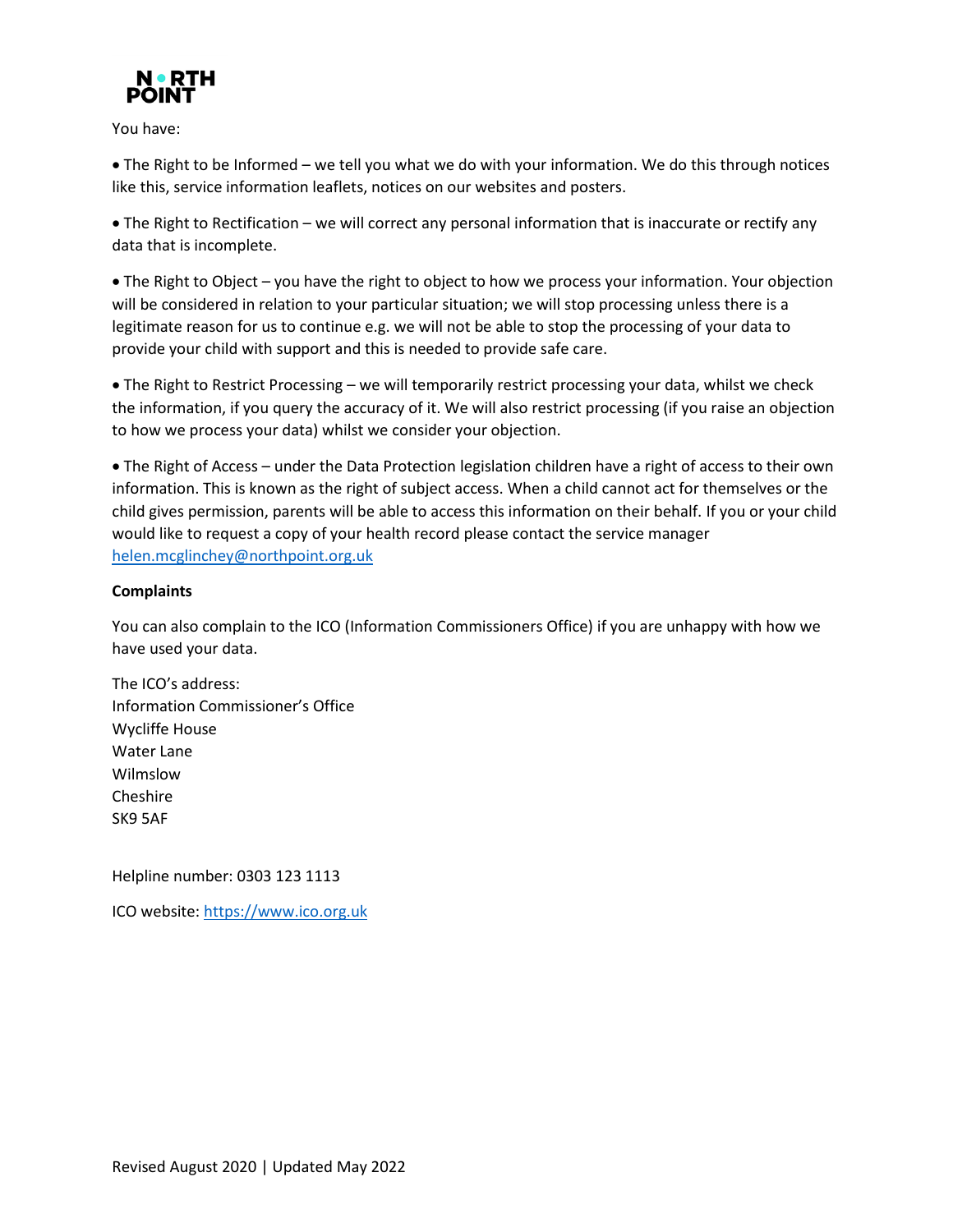You have:

- The Right to be Informed – we tell you what we do with your information. We do this through notices like this, service information leaflets, notices on our websites and posters.
- The Right to Rectification – we will correct any personal information that is inaccurate or rectify any data that is incomplete.
- The Right to Object – you have the right to object to how we process your information. Your objection will be considered in relation to your particular situation; we will stop processing unless there is a legitimate reason for us to continue e.g. we will not be able to stop the processing of your data to provide your child with support and this is needed to provide safe care.
- The Right to Restrict Processing – we will temporarily restrict processing your data, whilst we check the information, if you query the accuracy of it. We will also restrict processing (if you raise an objection to how we process your data) whilst we consider your objection.
- The Right of Access – under the Data Protection legislation children have a right of access to their own information. This is known as the right of subject access. When a child cannot act for themselves or the child gives permission, parents will be able to access this information on their behalf. If you or your child would like to request a copy of your health record please contact the service manager helen.mcglinchey@northpoint.org.uk

**Complaints**

You can also complain to the ICO (Information Commissioners Office) if you are unhappy with how we have used your data.

The ICO's address:
Information Commissioner's Office
Wycliffe House
Water Lane
Wilmslow
Cheshire
SK9 5AF

Helpline number: 0303 123 1113

ICO website: https://www.ico.org.uk

Revised August 2020 | Updated May 2022